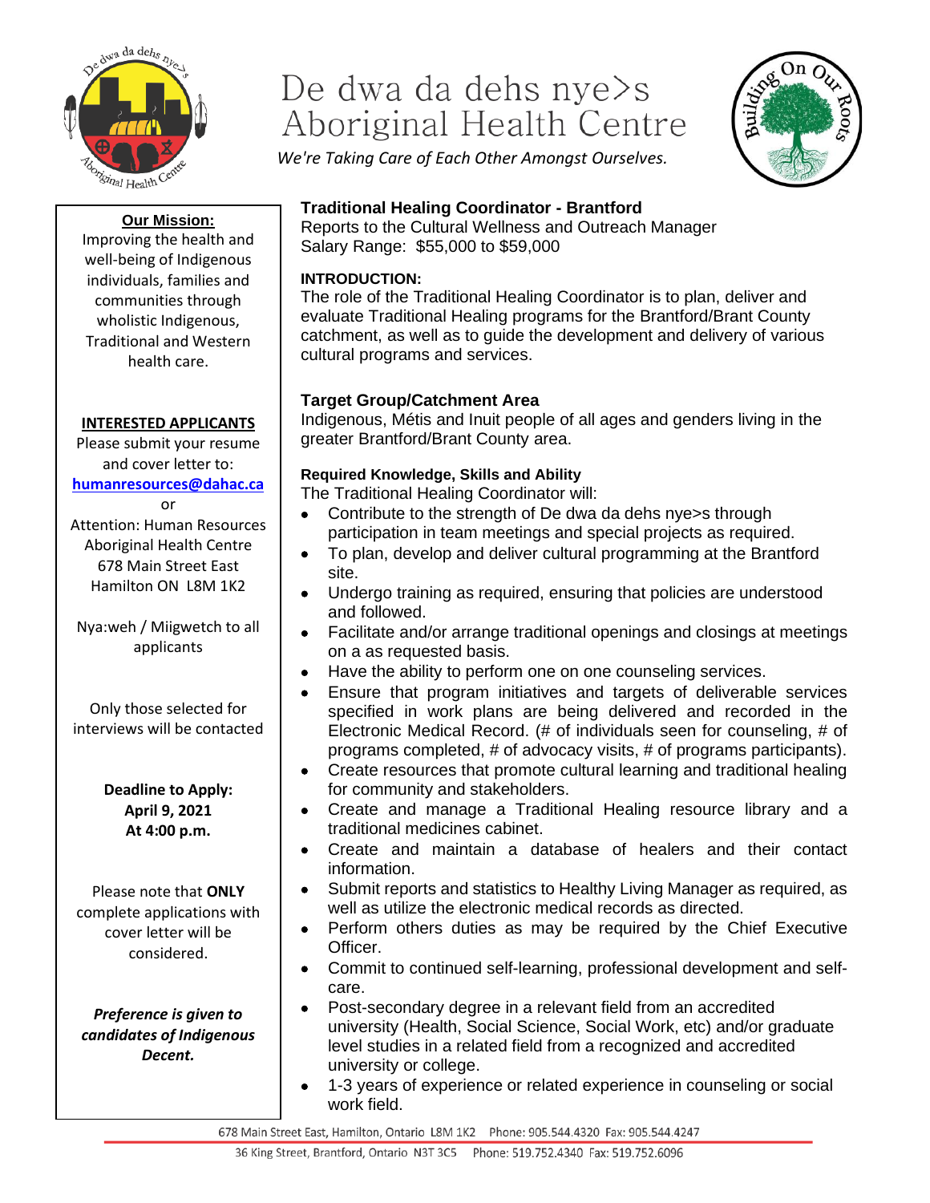# De dwa da dehs nye>s Aboriginal Health Centre

*We're Taking Care of Each Other Amongst Ourselves.*

**Our Mission:**
Improving the health and well-being of Indigenous individuals, families and communities through wholistic Indigenous, Traditional and Western health care.

**INTERESTED APPLICANTS**
Please submit your resume and cover letter to:
**humanresources@dahac.ca**
or
Attention: Human Resources
Aboriginal Health Centre
678 Main Street East
Hamilton ON L8M 1K2

Nya:weh / Miigwetch to all applicants

Only those selected for interviews will be contacted

**Deadline to Apply:**
**April 9, 2021**
**At 4:00 p.m.**

Please note that **ONLY** complete applications with cover letter will be considered.

***Preference is given to candidates of Indigenous Decent.***

## Traditional Healing Coordinator - Brantford

Reports to the Cultural Wellness and Outreach Manager
Salary Range: $55,000 to $59,000

**INTRODUCTION:**
The role of the Traditional Healing Coordinator is to plan, deliver and evaluate Traditional Healing programs for the Brantford/Brant County catchment, as well as to guide the development and delivery of various cultural programs and services.

### Target Group/Catchment Area

Indigenous, Métis and Inuit people of all ages and genders living in the greater Brantford/Brant County area.

**Required Knowledge, Skills and Ability**
The Traditional Healing Coordinator will:

- Contribute to the strength of De dwa da dehs nye>s through participation in team meetings and special projects as required.
- To plan, develop and deliver cultural programming at the Brantford site.
- Undergo training as required, ensuring that policies are understood and followed.
- Facilitate and/or arrange traditional openings and closings at meetings on a as requested basis.
- Have the ability to perform one on one counseling services.
- Ensure that program initiatives and targets of deliverable services specified in work plans are being delivered and recorded in the Electronic Medical Record. (# of individuals seen for counseling, # of programs completed, # of advocacy visits, # of programs participants).
- Create resources that promote cultural learning and traditional healing for community and stakeholders.
- Create and manage a Traditional Healing resource library and a traditional medicines cabinet.
- Create and maintain a database of healers and their contact information.
- Submit reports and statistics to Healthy Living Manager as required, as well as utilize the electronic medical records as directed.
- Perform others duties as may be required by the Chief Executive Officer.
- Commit to continued self-learning, professional development and self-care.
- Post-secondary degree in a relevant field from an accredited university (Health, Social Science, Social Work, etc) and/or graduate level studies in a related field from a recognized and accredited university or college.
- 1-3 years of experience or related experience in counseling or social work field.

678 Main Street East, Hamilton, Ontario L8M 1K2 Phone: 905.544.4320 Fax: 905.544.4247
36 King Street, Brantford, Ontario N3T 3C5 Phone: 519.752.4340 Fax: 519.752.6096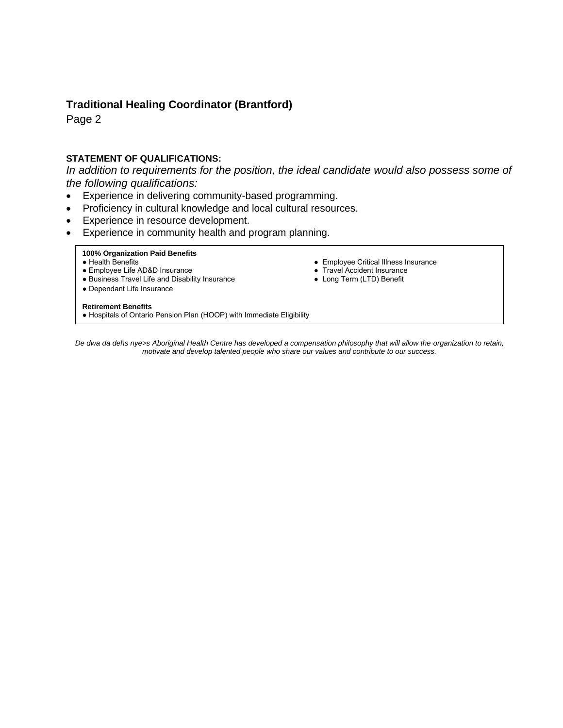**STATEMENT OF QUALIFICATIONS:**

*In addition to requirements for the position, the ideal candidate would also possess some of the following qualifications:*

- Experience in delivering community-based programming.
- Proficiency in cultural knowledge and local cultural resources.
- Experience in resource development.
- Experience in community health and program planning.

**100% Organization Paid Benefits**

- Health Benefits
- Employee Life AD&D Insurance
- Business Travel Life and Disability Insurance
- Dependant Life Insurance
- Employee Critical Illness Insurance
- Travel Accident Insurance
- Long Term (LTD) Benefit

**Retirement Benefits**

- Hospitals of Ontario Pension Plan (HOOP) with Immediate Eligibility

*De dwa da dehs nye>s Aboriginal Health Centre has developed a compensation philosophy that will allow the organization to retain, motivate and develop talented people who share our values and contribute to our success.*